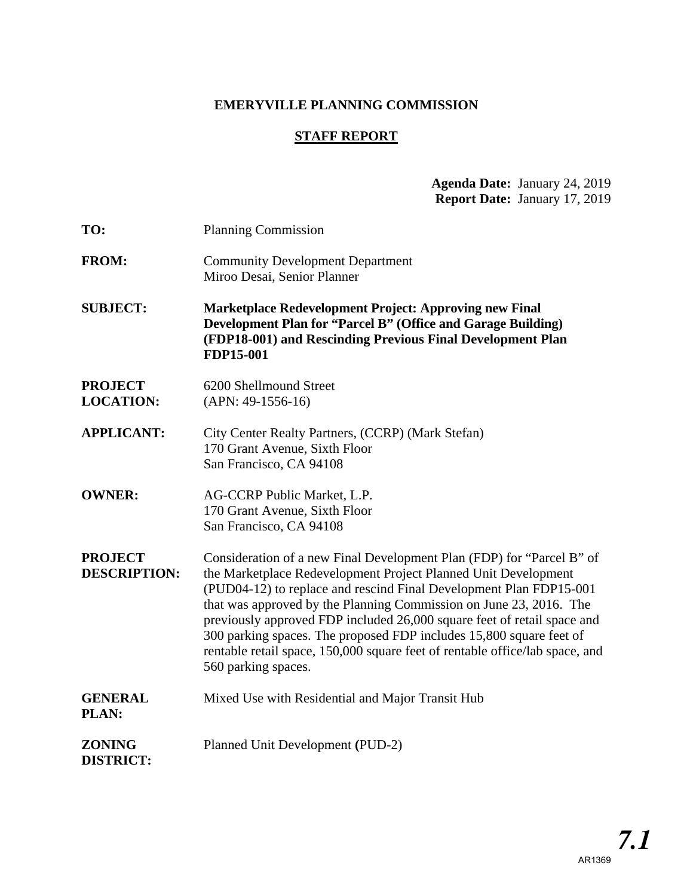**EMERYVILLE PLANNING COMMISSION**

**STAFF REPORT**

**Agenda Date:** January 24, 2019
**Report Date:** January 17, 2019

**TO:** Planning Commission

**FROM:** Community Development Department
Miroo Desai, Senior Planner

**SUBJECT:** **Marketplace Redevelopment Project: Approving new Final Development Plan for "Parcel B" (Office and Garage Building) (FDP18-001) and Rescinding Previous Final Development Plan FDP15-001**

**PROJECT LOCATION:** 6200 Shellmound Street
(APN: 49-1556-16)

**APPLICANT:** City Center Realty Partners, (CCRP) (Mark Stefan)
170 Grant Avenue, Sixth Floor
San Francisco, CA 94108

**OWNER:** AG-CCRP Public Market, L.P.
170 Grant Avenue, Sixth Floor
San Francisco, CA 94108

**PROJECT DESCRIPTION:** Consideration of a new Final Development Plan (FDP) for "Parcel B" of the Marketplace Redevelopment Project Planned Unit Development (PUD04-12) to replace and rescind Final Development Plan FDP15-001 that was approved by the Planning Commission on June 23, 2016. The previously approved FDP included 26,000 square feet of retail space and 300 parking spaces. The proposed FDP includes 15,800 square feet of rentable retail space, 150,000 square feet of rentable office/lab space, and 560 parking spaces.

**GENERAL PLAN:** Mixed Use with Residential and Major Transit Hub

**ZONING DISTRICT:** Planned Unit Development (PUD-2)

***7.1***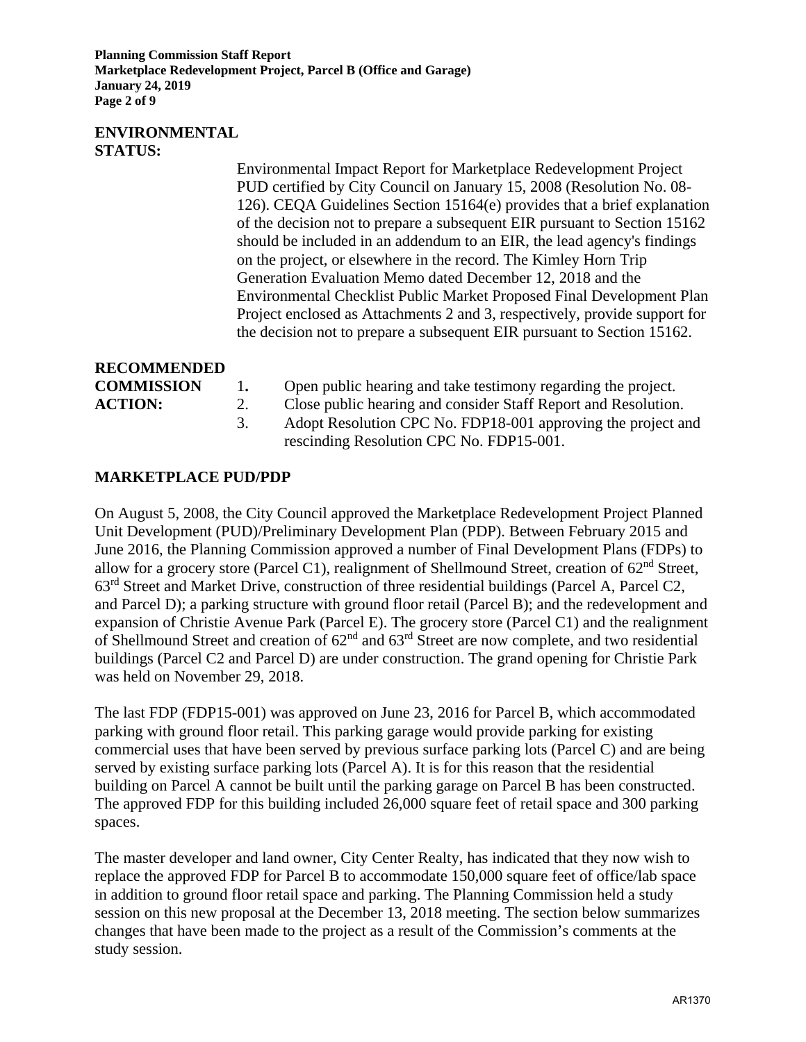**ENVIRONMENTAL STATUS:**

Environmental Impact Report for Marketplace Redevelopment Project PUD certified by City Council on January 15, 2008 (Resolution No. 08-126). CEQA Guidelines Section 15164(e) provides that a brief explanation of the decision not to prepare a subsequent EIR pursuant to Section 15162 should be included in an addendum to an EIR, the lead agency's findings on the project, or elsewhere in the record. The Kimley Horn Trip Generation Evaluation Memo dated December 12, 2018 and the Environmental Checklist Public Market Proposed Final Development Plan Project enclosed as Attachments 2 and 3, respectively, provide support for the decision not to prepare a subsequent EIR pursuant to Section 15162.

**RECOMMENDED COMMISSION ACTION:**

1. Open public hearing and take testimony regarding the project.
2. Close public hearing and consider Staff Report and Resolution.
3. Adopt Resolution CPC No. FDP18-001 approving the project and rescinding Resolution CPC No. FDP15-001.

## MARKETPLACE PUD/PDP

On August 5, 2008, the City Council approved the Marketplace Redevelopment Project Planned Unit Development (PUD)/Preliminary Development Plan (PDP). Between February 2015 and June 2016, the Planning Commission approved a number of Final Development Plans (FDPs) to allow for a grocery store (Parcel C1), realignment of Shellmound Street, creation of 62nd Street, 63rd Street and Market Drive, construction of three residential buildings (Parcel A, Parcel C2, and Parcel D); a parking structure with ground floor retail (Parcel B); and the redevelopment and expansion of Christie Avenue Park (Parcel E). The grocery store (Parcel C1) and the realignment of Shellmound Street and creation of 62nd and 63rd Street are now complete, and two residential buildings (Parcel C2 and Parcel D) are under construction. The grand opening for Christie Park was held on November 29, 2018.

The last FDP (FDP15-001) was approved on June 23, 2016 for Parcel B, which accommodated parking with ground floor retail. This parking garage would provide parking for existing commercial uses that have been served by previous surface parking lots (Parcel C) and are being served by existing surface parking lots (Parcel A). It is for this reason that the residential building on Parcel A cannot be built until the parking garage on Parcel B has been constructed. The approved FDP for this building included 26,000 square feet of retail space and 300 parking spaces.

The master developer and land owner, City Center Realty, has indicated that they now wish to replace the approved FDP for Parcel B to accommodate 150,000 square feet of office/lab space in addition to ground floor retail space and parking. The Planning Commission held a study session on this new proposal at the December 13, 2018 meeting. The section below summarizes changes that have been made to the project as a result of the Commission's comments at the study session.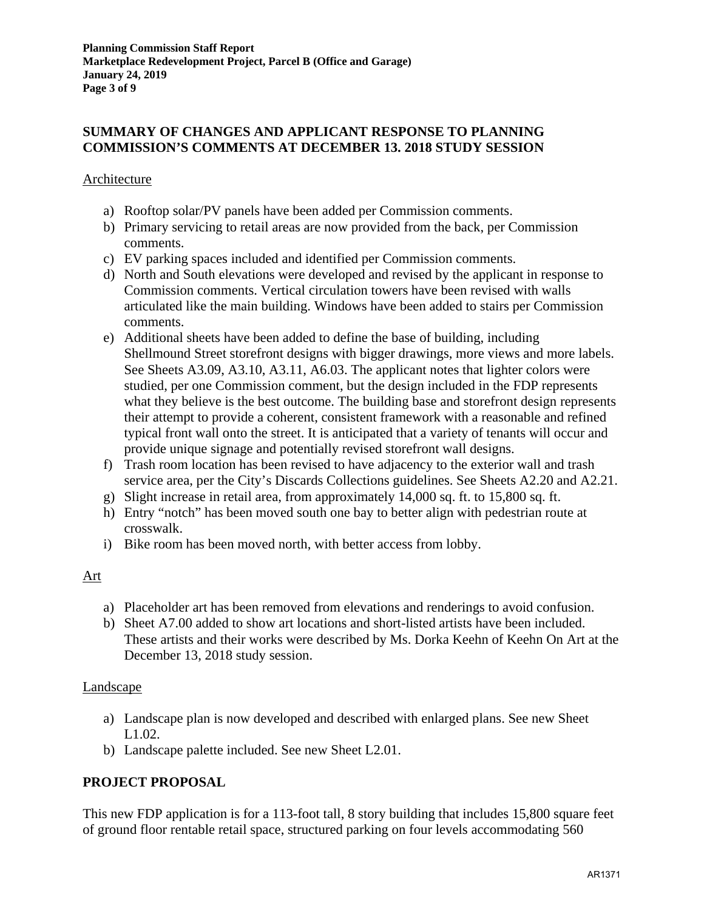## SUMMARY OF CHANGES AND APPLICANT RESPONSE TO PLANNING COMMISSION'S COMMENTS AT DECEMBER 13. 2018 STUDY SESSION

Architecture

a) Rooftop solar/PV panels have been added per Commission comments.
b) Primary servicing to retail areas are now provided from the back, per Commission comments.
c) EV parking spaces included and identified per Commission comments.
d) North and South elevations were developed and revised by the applicant in response to Commission comments. Vertical circulation towers have been revised with walls articulated like the main building. Windows have been added to stairs per Commission comments.
e) Additional sheets have been added to define the base of building, including Shellmound Street storefront designs with bigger drawings, more views and more labels. See Sheets A3.09, A3.10, A3.11, A6.03. The applicant notes that lighter colors were studied, per one Commission comment, but the design included in the FDP represents what they believe is the best outcome. The building base and storefront design represents their attempt to provide a coherent, consistent framework with a reasonable and refined typical front wall onto the street. It is anticipated that a variety of tenants will occur and provide unique signage and potentially revised storefront wall designs.
f) Trash room location has been revised to have adjacency to the exterior wall and trash service area, per the City's Discards Collections guidelines. See Sheets A2.20 and A2.21.
g) Slight increase in retail area, from approximately 14,000 sq. ft. to 15,800 sq. ft.
h) Entry "notch" has been moved south one bay to better align with pedestrian route at crosswalk.
i) Bike room has been moved north, with better access from lobby.

Art

a) Placeholder art has been removed from elevations and renderings to avoid confusion.
b) Sheet A7.00 added to show art locations and short-listed artists have been included. These artists and their works were described by Ms. Dorka Keehn of Keehn On Art at the December 13, 2018 study session.

Landscape

a) Landscape plan is now developed and described with enlarged plans. See new Sheet L1.02.
b) Landscape palette included. See new Sheet L2.01.

## PROJECT PROPOSAL

This new FDP application is for a 113-foot tall, 8 story building that includes 15,800 square feet of ground floor rentable retail space, structured parking on four levels accommodating 560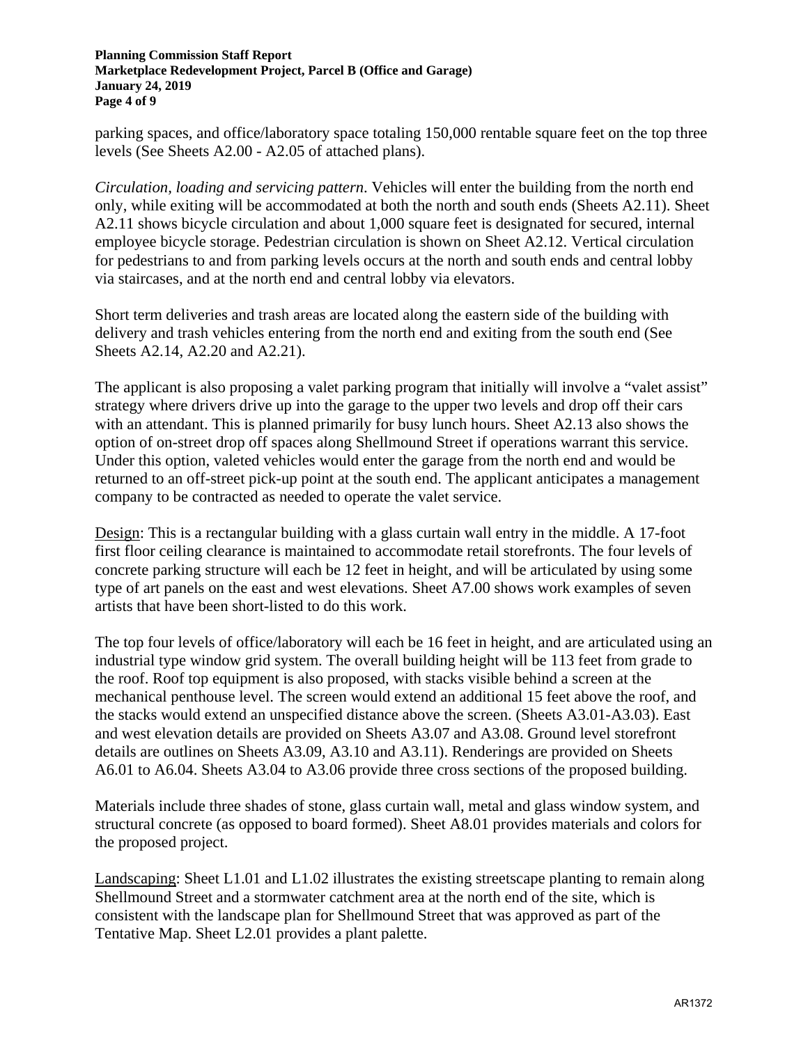parking spaces, and office/laboratory space totaling 150,000 rentable square feet on the top three levels (See Sheets A2.00 - A2.05 of attached plans).

*Circulation, loading and servicing pattern*. Vehicles will enter the building from the north end only, while exiting will be accommodated at both the north and south ends (Sheets A2.11). Sheet A2.11 shows bicycle circulation and about 1,000 square feet is designated for secured, internal employee bicycle storage. Pedestrian circulation is shown on Sheet A2.12. Vertical circulation for pedestrians to and from parking levels occurs at the north and south ends and central lobby via staircases, and at the north end and central lobby via elevators.

Short term deliveries and trash areas are located along the eastern side of the building with delivery and trash vehicles entering from the north and exiting from the south end (See Sheets A2.14, A2.20 and A2.21).

The applicant is also proposing a valet parking program that initially will involve a "valet assist" strategy where drivers drive up into the garage to the upper two levels and drop off their cars with an attendant. This is planned primarily for busy lunch hours. Sheet A2.13 also shows the option of on-street drop off spaces along Shellmound Street if operations warrant this service. Under this option, valeted vehicles would enter the garage from the north end and would be returned to an off-street pick-up point at the south end. The applicant anticipates a management company to be contracted as needed to operate the valet service.

<u>Design</u>: This is a rectangular building with a glass curtain wall entry in the middle. A 17-foot first floor ceiling clearance is maintained to accommodate retail storefronts. The four levels of concrete parking structure will each be 12 feet in height, and will be articulated by using some type of art panels on the east and west elevations. Sheet A7.00 shows work examples of seven artists that have been short-listed to do this work.

The top four levels of office/laboratory will each be 16 feet in height, and are articulated using an industrial type window grid system. The overall building height will be 113 feet from grade to the roof. Roof top equipment is also proposed, with stacks visible behind a screen at the mechanical penthouse level. The screen would extend an additional 15 feet above the roof, and the stacks would extend an unspecified distance above the screen. (Sheets A3.01-A3.03). East and west elevation details are provided on Sheets A3.07 and A3.08. Ground level storefront details are outlines on Sheets A3.09, A3.10 and A3.11). Renderings are provided on Sheets A6.01 to A6.04. Sheets A3.04 to A3.06 provide three cross sections of the proposed building.

Materials include three shades of stone, glass curtain wall, metal and glass window system, and structural concrete (as opposed to board formed). Sheet A8.01 provides materials and colors for the proposed project.

<u>Landscaping</u>: Sheet L1.01 and L1.02 illustrates the existing streetscape planting to remain along Shellmound Street and a stormwater catchment area at the north end of the site, which is consistent with the landscape plan for Shellmound Street that was approved as part of the Tentative Map. Sheet L2.01 provides a plant palette.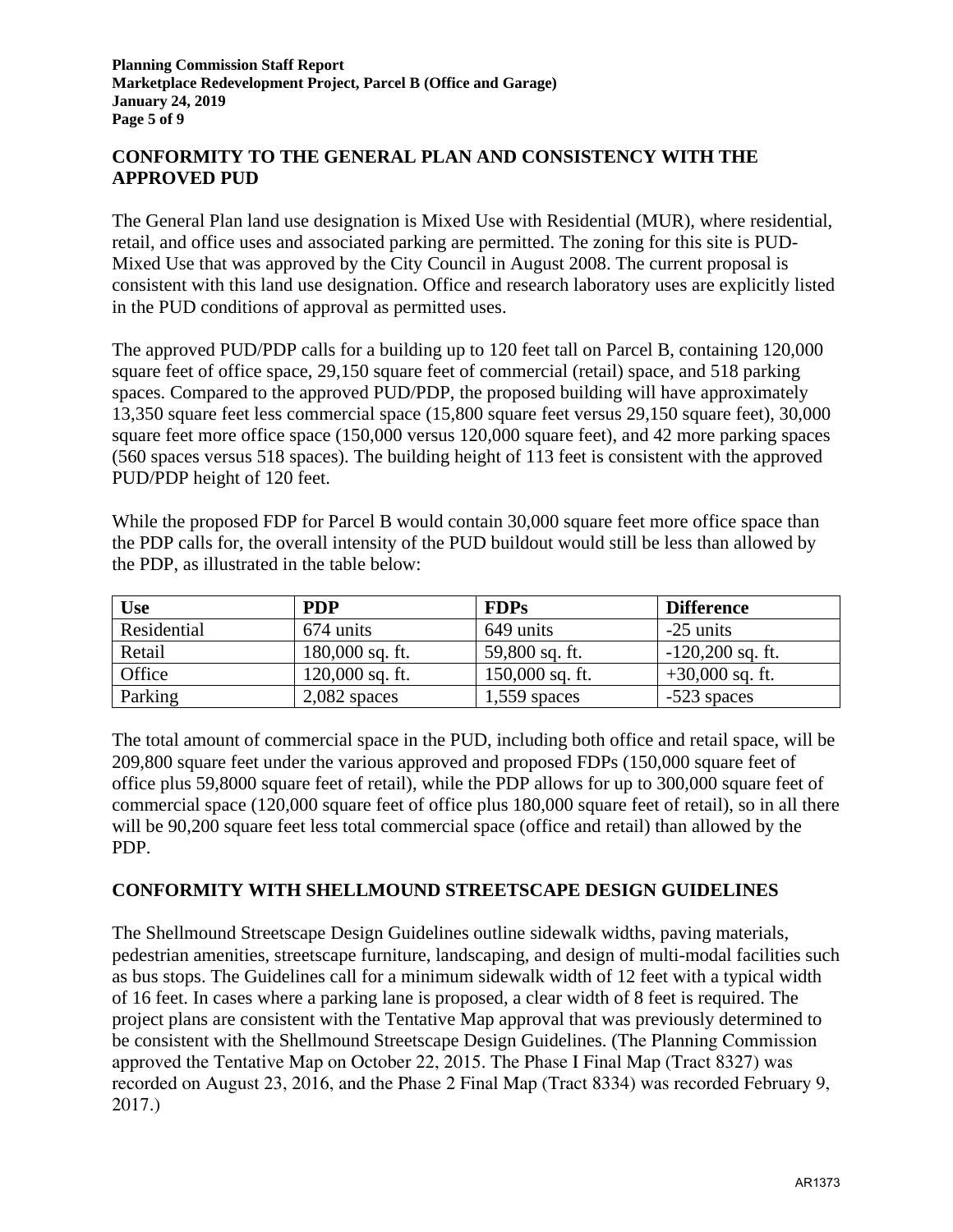## CONFORMITY TO THE GENERAL PLAN AND CONSISTENCY WITH THE APPROVED PUD

The General Plan land use designation is Mixed Use with Residential (MUR), where residential, retail, and office uses and associated parking are permitted. The zoning for this site is PUD-Mixed Use that was approved by the City Council in August 2008. The current proposal is consistent with this land use designation. Office and research laboratory uses are explicitly listed in the PUD conditions of approval as permitted uses.

The approved PUD/PDP calls for a building up to 120 feet tall on Parcel B, containing 120,000 square feet of office space, 29,150 square feet of commercial (retail) space, and 518 parking spaces. Compared to the approved PUD/PDP, the proposed building will have approximately 13,350 square feet less commercial space (15,800 square feet versus 29,150 square feet), 30,000 square feet more office space (150,000 versus 120,000 square feet), and 42 more parking spaces (560 spaces versus 518 spaces). The building height of 113 feet is consistent with the approved PUD/PDP height of 120 feet.

While the proposed FDP for Parcel B would contain 30,000 square feet more office space than the PDP calls for, the overall intensity of the PUD buildout would still be less than allowed by the PDP, as illustrated in the table below:

| Use | PDP | FDPs | Difference |
|---|---|---|---|
| Residential | 674 units | 649 units | -25 units |
| Retail | 180,000 sq. ft. | 59,800 sq. ft. | -120,200 sq. ft. |
| Office | 120,000 sq. ft. | 150,000 sq. ft. | +30,000 sq. ft. |
| Parking | 2,082 spaces | 1,559 spaces | -523 spaces |

The total amount of commercial space in the PUD, including both office and retail space, will be 209,800 square feet under the various approved and proposed FDPs (150,000 square feet of office plus 59,8000 square feet of retail), while the PDP allows for up to 300,000 square feet of commercial space (120,000 square feet of office plus 180,000 square feet of retail), so in all there will be 90,200 square feet less total commercial space (office and retail) than allowed by the PDP.

## CONFORMITY WITH SHELLMOUND STREETSCAPE DESIGN GUIDELINES

The Shellmound Streetscape Design Guidelines outline sidewalk widths, paving materials, pedestrian amenities, streetscape furniture, landscaping, and design of multi-modal facilities such as bus stops. The Guidelines call for a minimum sidewalk width of 12 feet with a typical width of 16 feet. In cases where a parking lane is proposed, a clear width of 8 feet is required. The project plans are consistent with the Tentative Map approval that was previously determined to be consistent with the Shellmound Streetscape Design Guidelines. (The Planning Commission approved the Tentative Map on October 22, 2015. The Phase I Final Map (Tract 8327) was recorded on August 23, 2016, and the Phase 2 Final Map (Tract 8334) was recorded February 9, 2017.)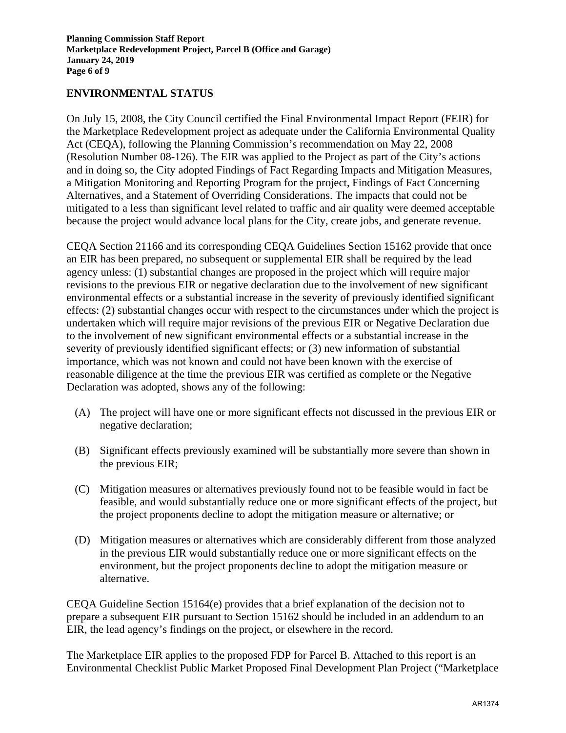## ENVIRONMENTAL STATUS

On July 15, 2008, the City Council certified the Final Environmental Impact Report (FEIR) for the Marketplace Redevelopment project as adequate under the California Environmental Quality Act (CEQA), following the Planning Commission's recommendation on May 22, 2008 (Resolution Number 08-126). The EIR was applied to the Project as part of the City's actions and in doing so, the City adopted Findings of Fact Regarding Impacts and Mitigation Measures, a Mitigation Monitoring and Reporting Program for the project, Findings of Fact Concerning Alternatives, and a Statement of Overriding Considerations. The impacts that could not be mitigated to a less than significant level related to traffic and air quality were deemed acceptable because the project would advance local plans for the City, create jobs, and generate revenue.

CEQA Section 21166 and its corresponding CEQA Guidelines Section 15162 provide that once an EIR has been prepared, no subsequent or supplemental EIR shall be required by the lead agency unless: (1) substantial changes are proposed in the project which will require major revisions to the previous EIR or negative declaration due to the involvement of new significant environmental effects or a substantial increase in the severity of previously identified significant effects: (2) substantial changes occur with respect to the circumstances under which the project is undertaken which will require major revisions of the previous EIR or Negative Declaration due to the involvement of new significant environmental effects or a substantial increase in the severity of previously identified significant effects; or (3) new information of substantial importance, which was not known and could not have been known with the exercise of reasonable diligence at the time the previous EIR was certified as complete or the Negative Declaration was adopted, shows any of the following:

(A) The project will have one or more significant effects not discussed in the previous EIR or negative declaration;

(B) Significant effects previously examined will be substantially more severe than shown in the previous EIR;

(C) Mitigation measures or alternatives previously found not to be feasible would in fact be feasible, and would substantially reduce one or more significant effects of the project, but the project proponents decline to adopt the mitigation measure or alternative; or

(D) Mitigation measures or alternatives which are considerably different from those analyzed in the previous EIR would substantially reduce one or more significant effects on the environment, but the project proponents decline to adopt the mitigation measure or alternative.

CEQA Guideline Section 15164(e) provides that a brief explanation of the decision not to prepare a subsequent EIR pursuant to Section 15162 should be included in an addendum to an EIR, the lead agency's findings on the project, or elsewhere in the record.

The Marketplace EIR applies to the proposed FDP for Parcel B. Attached to this report is an Environmental Checklist Public Market Proposed Final Development Plan Project ("Marketplace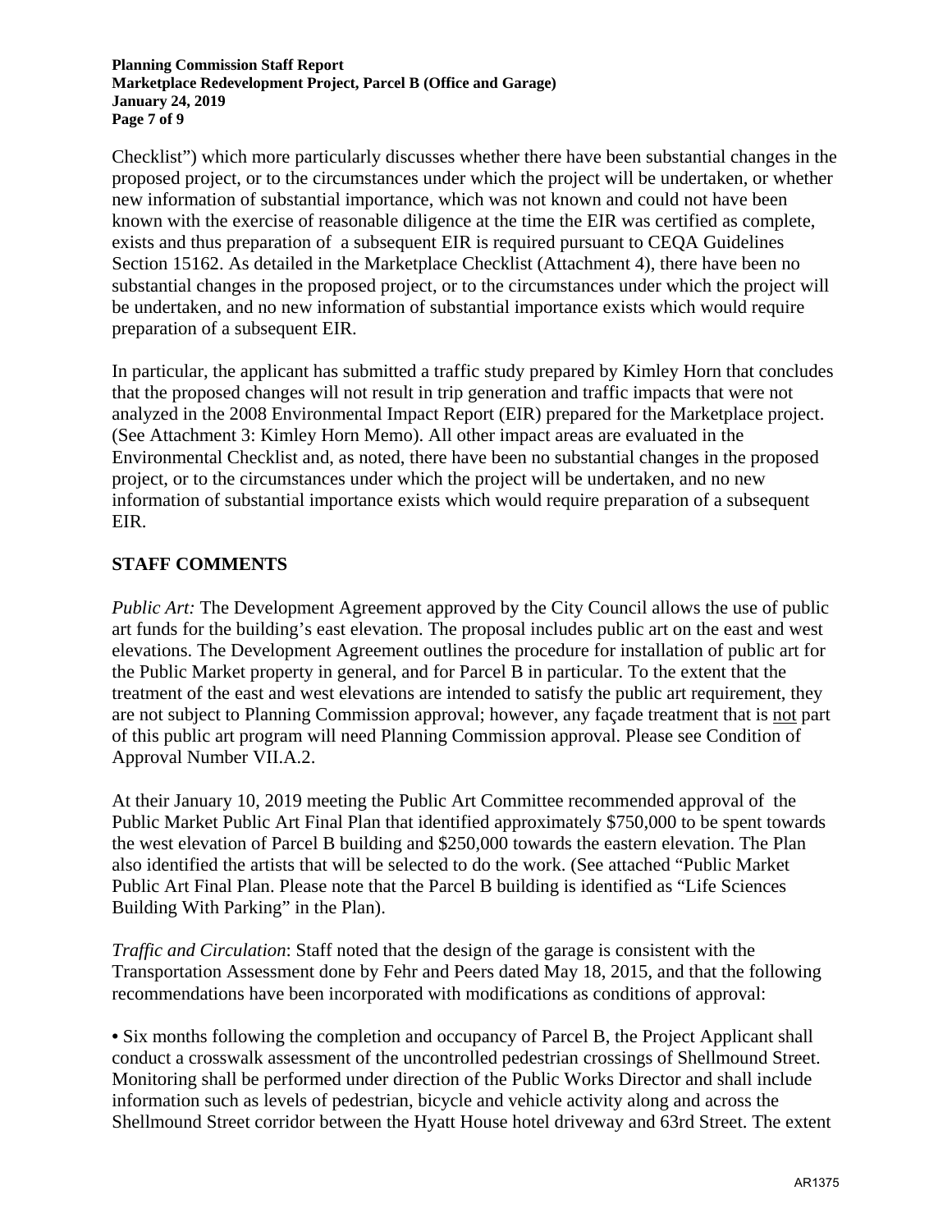Checklist") which more particularly discusses whether there have been substantial changes in the proposed project, or to the circumstances under which the project will be undertaken, or whether new information of substantial importance, which was not known and could not have been known with the exercise of reasonable diligence at the time the EIR was certified as complete, exists and thus preparation of a subsequent EIR is required pursuant to CEQA Guidelines Section 15162. As detailed in the Marketplace Checklist (Attachment 4), there have been no substantial changes in the proposed project, or to the circumstances under which the project will be undertaken, and no new information of substantial importance exists which would require preparation of a subsequent EIR.

In particular, the applicant has submitted a traffic study prepared by Kimley Horn that concludes that the proposed changes will not result in trip generation and traffic impacts that were not analyzed in the 2008 Environmental Impact Report (EIR) prepared for the Marketplace project. (See Attachment 3: Kimley Horn Memo). All other impact areas are evaluated in the Environmental Checklist and, as noted, there have been no substantial changes in the proposed project, or to the circumstances under which the project will be undertaken, and no new information of substantial importance exists which would require preparation of a subsequent EIR.

## STAFF COMMENTS

*Public Art:* The Development Agreement approved by the City Council allows the use of public art funds for the building's east elevation. The proposal includes public art on the east and west elevations. The Development Agreement outlines the procedure for installation of public art for the Public Market property in general, and for Parcel B in particular. To the extent that the treatment of the east and west elevations are intended to satisfy the public art requirement, they are not subject to Planning Commission approval; however, any façade treatment that is not part of this public art program will need Planning Commission approval. Please see Condition of Approval Number VII.A.2.

At their January 10, 2019 meeting the Public Art Committee recommended approval of the Public Market Public Art Final Plan that identified approximately $750,000 to be spent towards the west elevation of Parcel B building and $250,000 towards the eastern elevation. The Plan also identified the artists that will be selected to do the work. (See attached "Public Market Public Art Final Plan. Please note that the Parcel B building is identified as "Life Sciences Building With Parking" in the Plan).

*Traffic and Circulation*: Staff noted that the design of the garage is consistent with the Transportation Assessment done by Fehr and Peers dated May 18, 2015, and that the following recommendations have been incorporated with modifications as conditions of approval:

- Six months following the completion and occupancy of Parcel B, the Project Applicant shall conduct a crosswalk assessment of the uncontrolled pedestrian crossings of Shellmound Street. Monitoring shall be performed under direction of the Public Works Director and shall include information such as levels of pedestrian, bicycle and vehicle activity along and across the Shellmound Street corridor between the Hyatt House hotel driveway and 63rd Street. The extent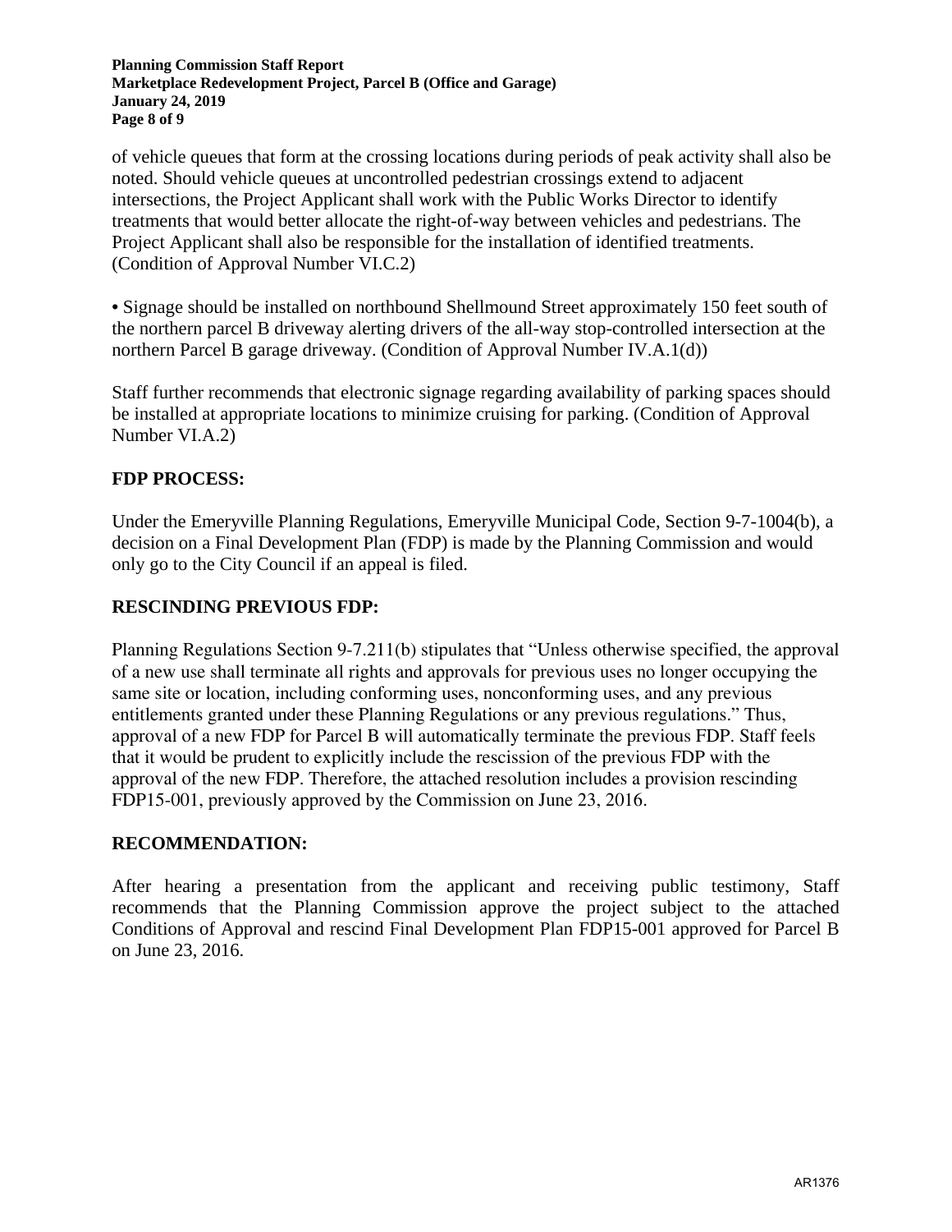of vehicle queues that form at the crossing locations during periods of peak activity shall also be noted. Should vehicle queues at uncontrolled pedestrian crossings extend to adjacent intersections, the Project Applicant shall work with the Public Works Director to identify treatments that would better allocate the right-of-way between vehicles and pedestrians. The Project Applicant shall also be responsible for the installation of identified treatments. (Condition of Approval Number VI.C.2)

- Signage should be installed on northbound Shellmound Street approximately 150 feet south of the northern parcel B driveway alerting drivers of the all-way stop-controlled intersection at the northern Parcel B garage driveway. (Condition of Approval Number IV.A.1(d))

Staff further recommends that electronic signage regarding availability of parking spaces should be installed at appropriate locations to minimize cruising for parking. (Condition of Approval Number VI.A.2)

## FDP PROCESS:

Under the Emeryville Planning Regulations, Emeryville Municipal Code, Section 9-7-1004(b), a decision on a Final Development Plan (FDP) is made by the Planning Commission and would only go to the City Council if an appeal is filed.

## RESCINDING PREVIOUS FDP:

Planning Regulations Section 9-7.211(b) stipulates that "Unless otherwise specified, the approval of a new use shall terminate all rights and approvals for previous uses no longer occupying the same site or location, including conforming uses, nonconforming uses, and any previous entitlements granted under these Planning Regulations or any previous regulations." Thus, approval of a new FDP for Parcel B will automatically terminate the previous FDP. Staff feels that it would be prudent to explicitly include the rescission of the previous FDP with the approval of the new FDP. Therefore, the attached resolution includes a provision rescinding FDP15-001, previously approved by the Commission on June 23, 2016.

## RECOMMENDATION:

After hearing a presentation from the applicant and receiving public testimony, Staff recommends that the Planning Commission approve the project subject to the attached Conditions of Approval and rescind Final Development Plan FDP15-001 approved for Parcel B on June 23, 2016.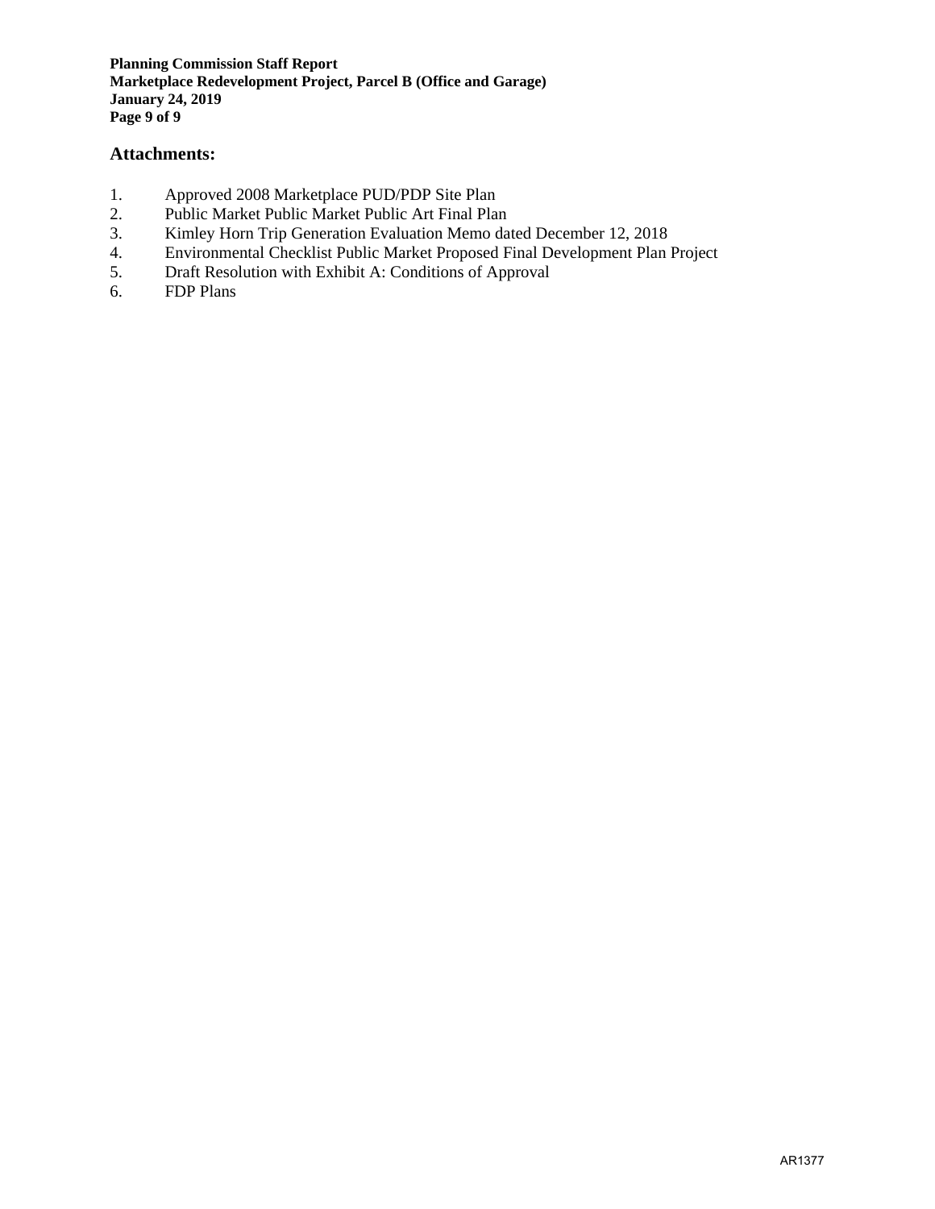## Attachments:

1. Approved 2008 Marketplace PUD/PDP Site Plan
2. Public Market Public Market Public Art Final Plan
3. Kimley Horn Trip Generation Evaluation Memo dated December 12, 2018
4. Environmental Checklist Public Market Proposed Final Development Plan Project
5. Draft Resolution with Exhibit A: Conditions of Approval
6. FDP Plans

AR1377